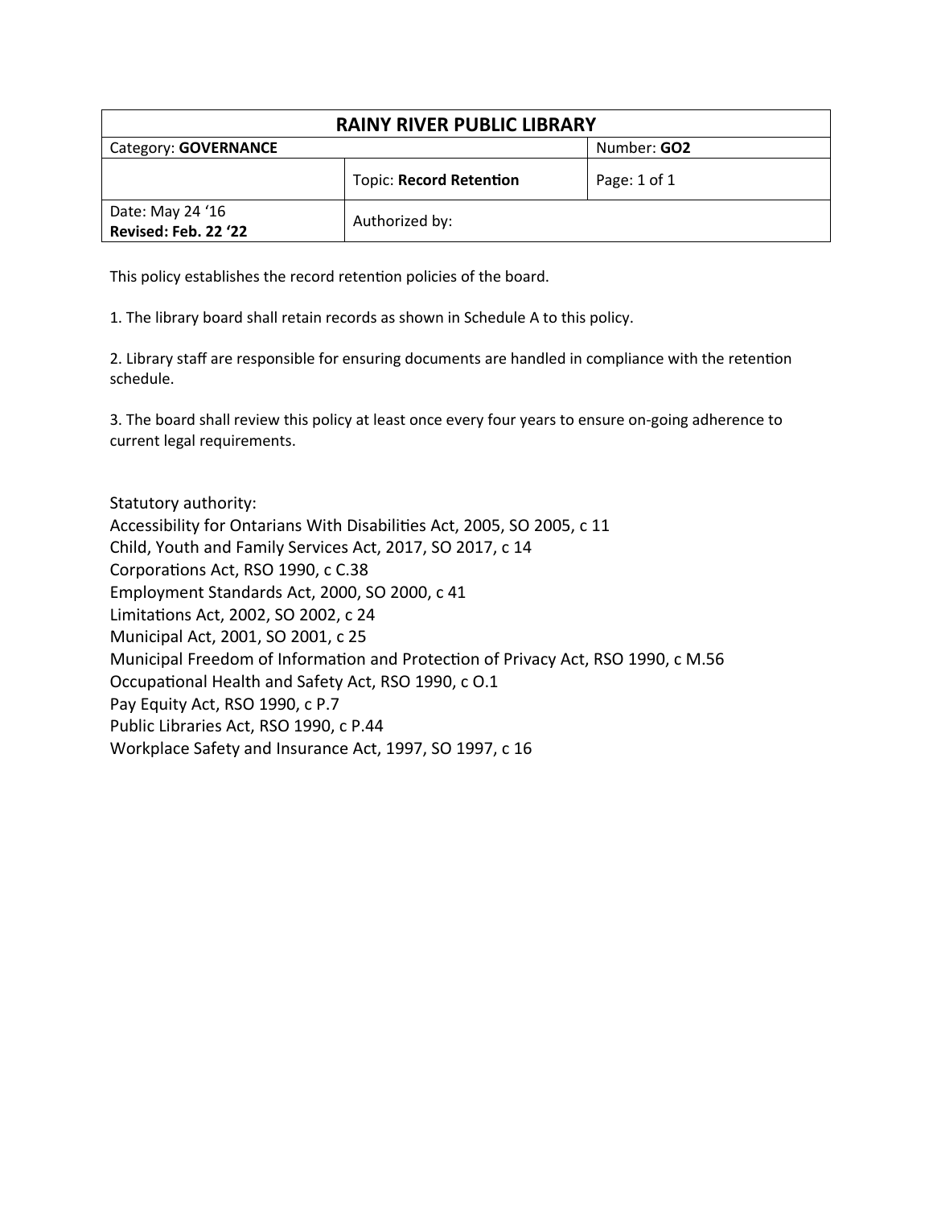| RAINY RIVER PUBLIC LIBRARY | | |
|---|---|---|
| Category: **GOVERNANCE** | | Number: **GO2** |
| | Topic: **Record Retention** | Page: 1 of 1 |
| Date: May 24 '16<br>**Revised: Feb. 22 '22** | Authorized by: | |

This policy establishes the record retention policies of the board.

1. The library board shall retain records as shown in Schedule A to this policy.

2. Library staff are responsible for ensuring documents are handled in compliance with the retention schedule.

3. The board shall review this policy at least once every four years to ensure on-going adherence to current legal requirements.

Statutory authority:
Accessibility for Ontarians With Disabilities Act, 2005, SO 2005, c 11
Child, Youth and Family Services Act, 2017, SO 2017, c 14
Corporations Act, RSO 1990, c C.38
Employment Standards Act, 2000, SO 2000, c 41
Limitations Act, 2002, SO 2002, c 24
Municipal Act, 2001, SO 2001, c 25
Municipal Freedom of Information and Protection of Privacy Act, RSO 1990, c M.56
Occupational Health and Safety Act, RSO 1990, c O.1
Pay Equity Act, RSO 1990, c P.7
Public Libraries Act, RSO 1990, c P.44
Workplace Safety and Insurance Act, 1997, SO 1997, c 16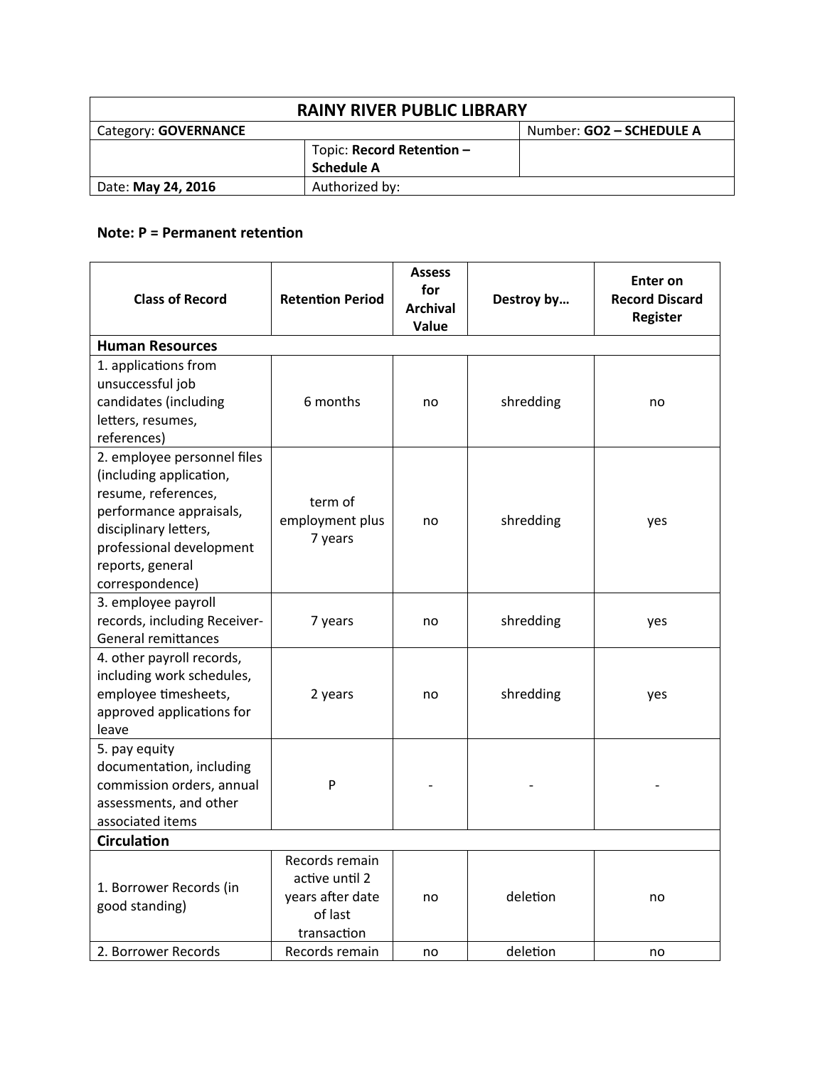| RAINY RIVER PUBLIC LIBRARY | | |
|---|---|---|
| Category: **GOVERNANCE** | | Number: **GO2 – SCHEDULE A** |
| | Topic: **Record Retention – Schedule A** | |
| Date: **May 24, 2016** | Authorized by: | |

**Note: P = Permanent retention**

| Class of Record | Retention Period | Assess for Archival Value | Destroy by… | Enter on Record Discard Register |
|---|---|---|---|---|
| **Human Resources** | | | | |
| 1. applications from unsuccessful job candidates (including letters, resumes, references) | 6 months | no | shredding | no |
| 2. employee personnel files (including application, resume, references, performance appraisals, disciplinary letters, professional development reports, general correspondence) | term of employment plus 7 years | no | shredding | yes |
| 3. employee payroll records, including Receiver-General remittances | 7 years | no | shredding | yes |
| 4. other payroll records, including work schedules, employee timesheets, approved applications for leave | 2 years | no | shredding | yes |
| 5. pay equity documentation, including commission orders, annual assessments, and other associated items | P | - | - | - |
| **Circulation** | | | | |
| 1. Borrower Records (in good standing) | Records remain active until 2 years after date of last transaction | no | deletion | no |
| 2. Borrower Records | Records remain | no | deletion | no |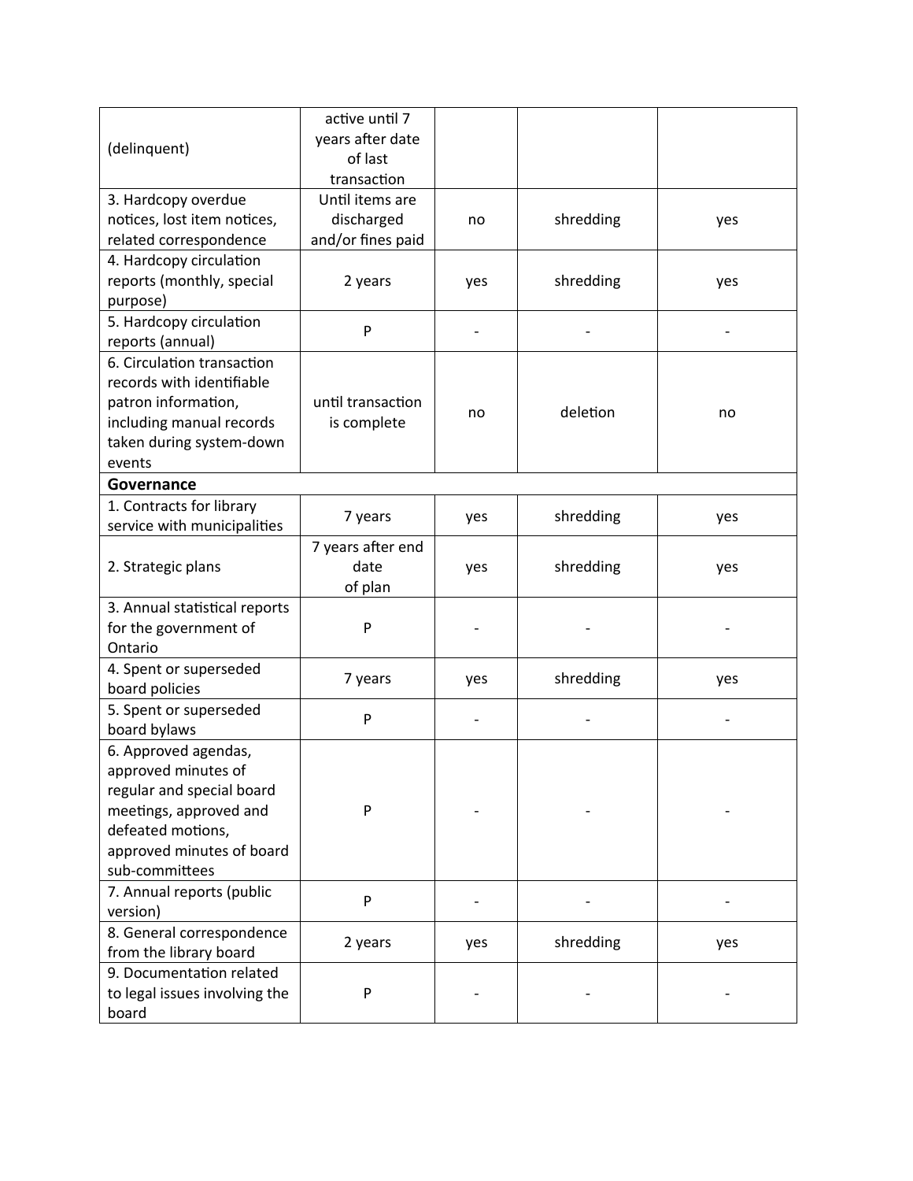| | | | | |
|---|---|---|---|---|
| (delinquent) | active until 7 years after date of last transaction | | | |
| 3. Hardcopy overdue notices, lost item notices, related correspondence | Until items are discharged and/or fines paid | no | shredding | yes |
| 4. Hardcopy circulation reports (monthly, special purpose) | 2 years | yes | shredding | yes |
| 5. Hardcopy circulation reports (annual) | P | - | - | - |
| 6. Circulation transaction records with identifiable patron information, including manual records taken during system-down events | until transaction is complete | no | deletion | no |
| **Governance** | | | | |
| 1. Contracts for library service with municipalities | 7 years | yes | shredding | yes |
| 2. Strategic plans | 7 years after end date of plan | yes | shredding | yes |
| 3. Annual statistical reports for the government of Ontario | P | - | - | - |
| 4. Spent or superseded board policies | 7 years | yes | shredding | yes |
| 5. Spent or superseded board bylaws | P | - | - | - |
| 6. Approved agendas, approved minutes of regular and special board meetings, approved and defeated motions, approved minutes of board sub-committees | P | - | - | - |
| 7. Annual reports (public version) | P | - | - | - |
| 8. General correspondence from the library board | 2 years | yes | shredding | yes |
| 9. Documentation related to legal issues involving the board | P | - | - | - |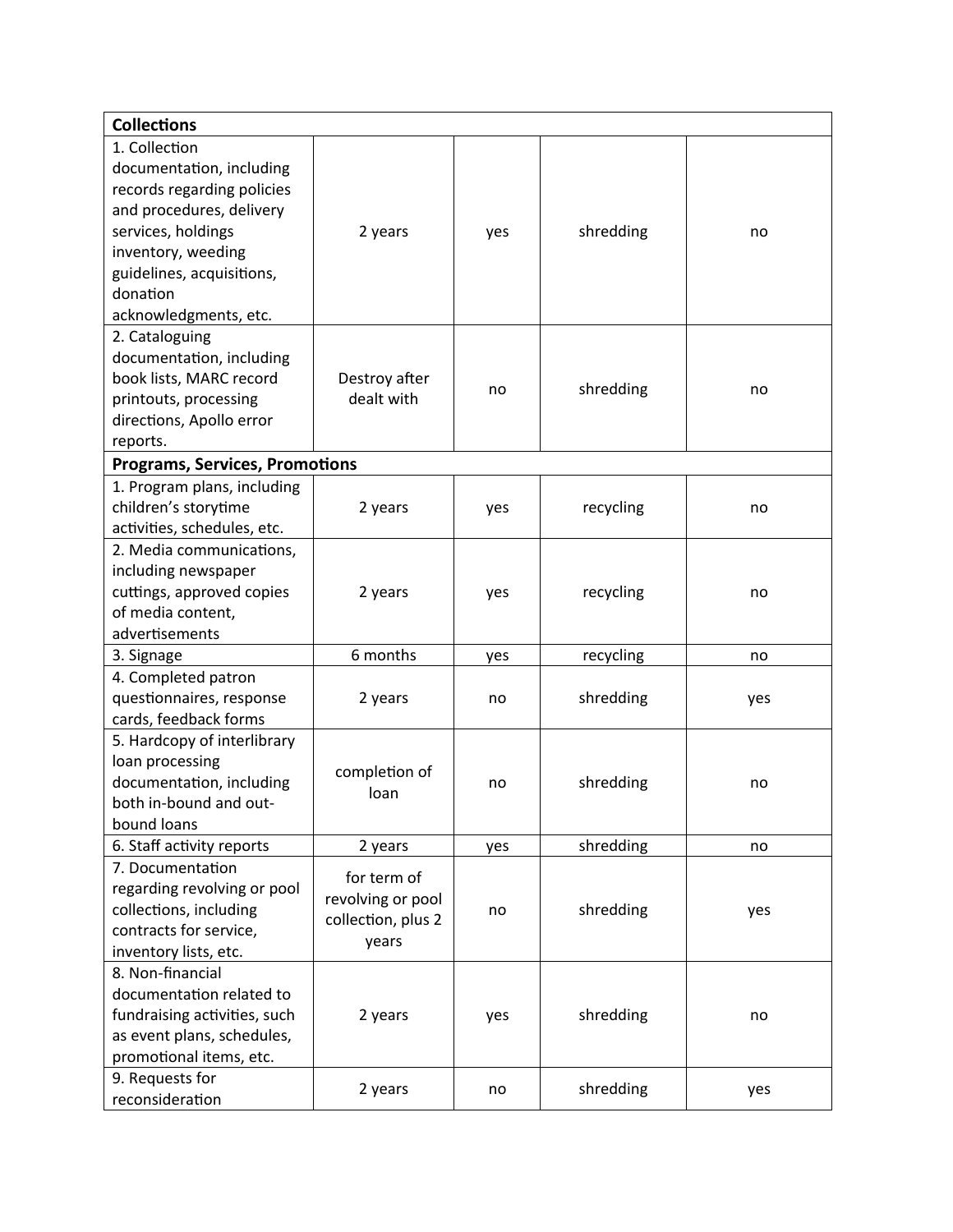| **Collections** | | | | |
|---|---|---|---|---|
| 1. Collection documentation, including records regarding policies and procedures, delivery services, holdings inventory, weeding guidelines, acquisitions, donation acknowledgments, etc. | 2 years | yes | shredding | no |
| 2. Cataloguing documentation, including book lists, MARC record printouts, processing directions, Apollo error reports. | Destroy after dealt with | no | shredding | no |
| **Programs, Services, Promotions** | | | | |
| 1. Program plans, including children's storytime activities, schedules, etc. | 2 years | yes | recycling | no |
| 2. Media communications, including newspaper cuttings, approved copies of media content, advertisements | 2 years | yes | recycling | no |
| 3. Signage | 6 months | yes | recycling | no |
| 4. Completed patron questionnaires, response cards, feedback forms | 2 years | no | shredding | yes |
| 5. Hardcopy of interlibrary loan processing documentation, including both in-bound and out-bound loans | completion of loan | no | shredding | no |
| 6. Staff activity reports | 2 years | yes | shredding | no |
| 7. Documentation regarding revolving or pool collections, including contracts for service, inventory lists, etc. | for term of revolving or pool collection, plus 2 years | no | shredding | yes |
| 8. Non-financial documentation related to fundraising activities, such as event plans, schedules, promotional items, etc. | 2 years | yes | shredding | no |
| 9. Requests for reconsideration | 2 years | no | shredding | yes |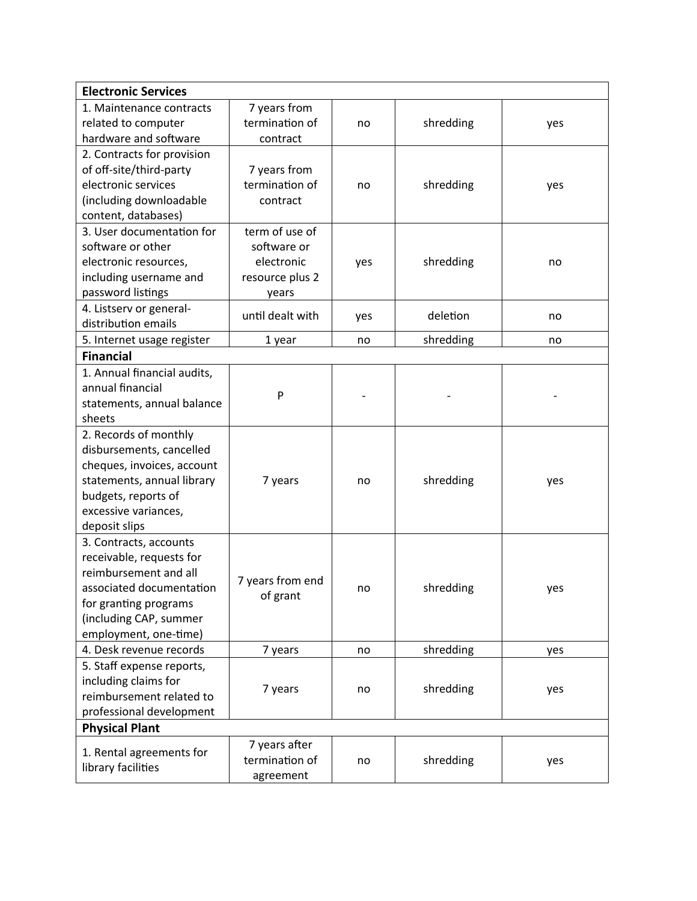| **Electronic Services** | | | | |
|---|---|---|---|---|
| 1. Maintenance contracts related to computer hardware and software | 7 years from termination of contract | no | shredding | yes |
| 2. Contracts for provision of off-site/third-party electronic services (including downloadable content, databases) | 7 years from termination of contract | no | shredding | yes |
| 3. User documentation for software or other electronic resources, including username and password listings | term of use of software or electronic resource plus 2 years | yes | shredding | no |
| 4. Listserv or general-distribution emails | until dealt with | yes | deletion | no |
| 5. Internet usage register | 1 year | no | shredding | no |
| **Financial** | | | | |
| 1. Annual financial audits, annual financial statements, annual balance sheets | P | - | - | - |
| 2. Records of monthly disbursements, cancelled cheques, invoices, account statements, annual library budgets, reports of excessive variances, deposit slips | 7 years | no | shredding | yes |
| 3. Contracts, accounts receivable, requests for reimbursement and all associated documentation for granting programs (including CAP, summer employment, one-time) | 7 years from end of grant | no | shredding | yes |
| 4. Desk revenue records | 7 years | no | shredding | yes |
| 5. Staff expense reports, including claims for reimbursement related to professional development | 7 years | no | shredding | yes |
| **Physical Plant** | | | | |
| 1. Rental agreements for library facilities | 7 years after termination of agreement | no | shredding | yes |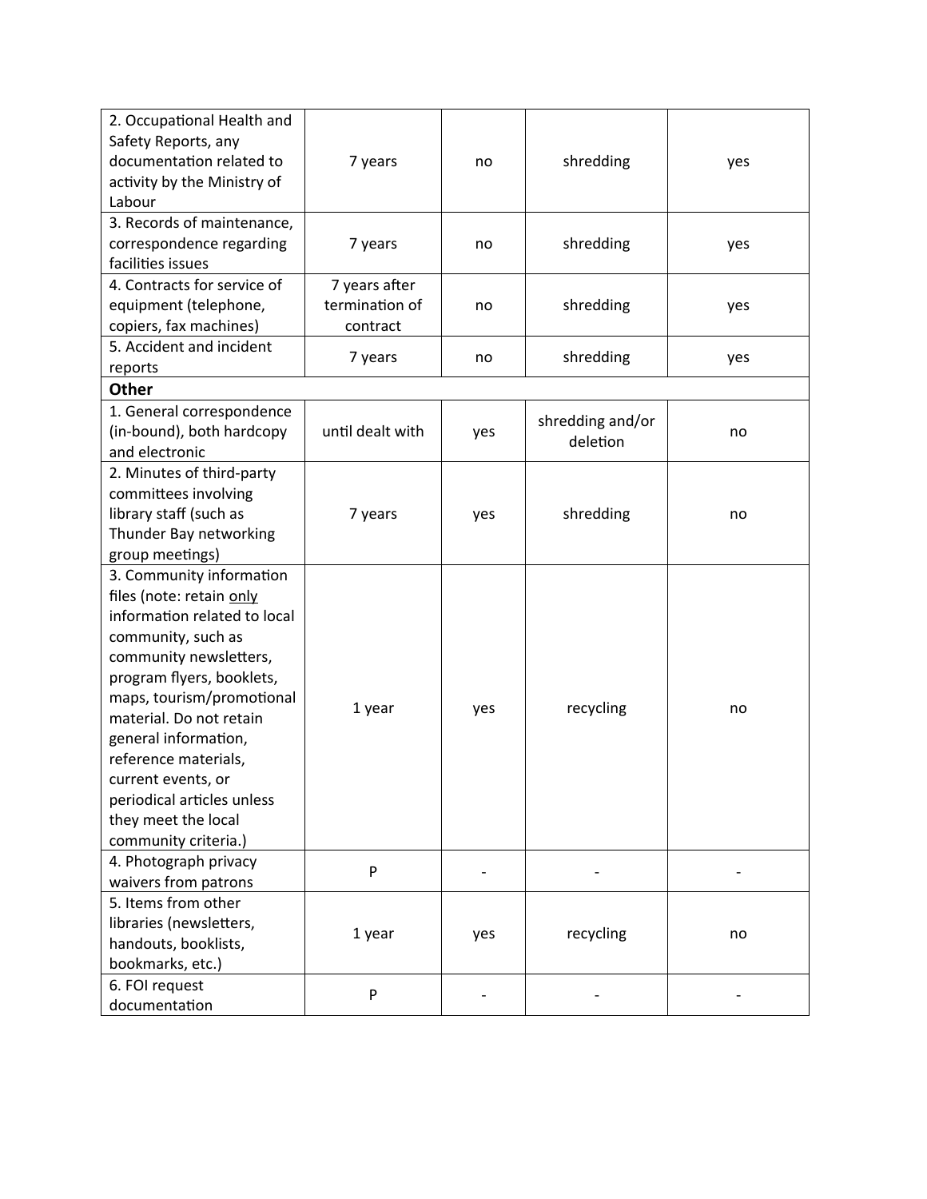| | | | | |
|---|---|---|---|---|
| 2. Occupational Health and Safety Reports, any documentation related to activity by the Ministry of Labour | 7 years | no | shredding | yes |
| 3. Records of maintenance, correspondence regarding facilities issues | 7 years | no | shredding | yes |
| 4. Contracts for service of equipment (telephone, copiers, fax machines) | 7 years after termination of contract | no | shredding | yes |
| 5. Accident and incident reports | 7 years | no | shredding | yes |
| **Other** | | | | |
| 1. General correspondence (in-bound), both hardcopy and electronic | until dealt with | yes | shredding and/or deletion | no |
| 2. Minutes of third-party committees involving library staff (such as Thunder Bay networking group meetings) | 7 years | yes | shredding | no |
| 3. Community information files (note: retain only information related to local community, such as community newsletters, program flyers, booklets, maps, tourism/promotional material. Do not retain general information, reference materials, current events, or periodical articles unless they meet the local community criteria.) | 1 year | yes | recycling | no |
| 4. Photograph privacy waivers from patrons | P | - | - | - |
| 5. Items from other libraries (newsletters, handouts, booklists, bookmarks, etc.) | 1 year | yes | recycling | no |
| 6. FOI request documentation | P | - | - | - |